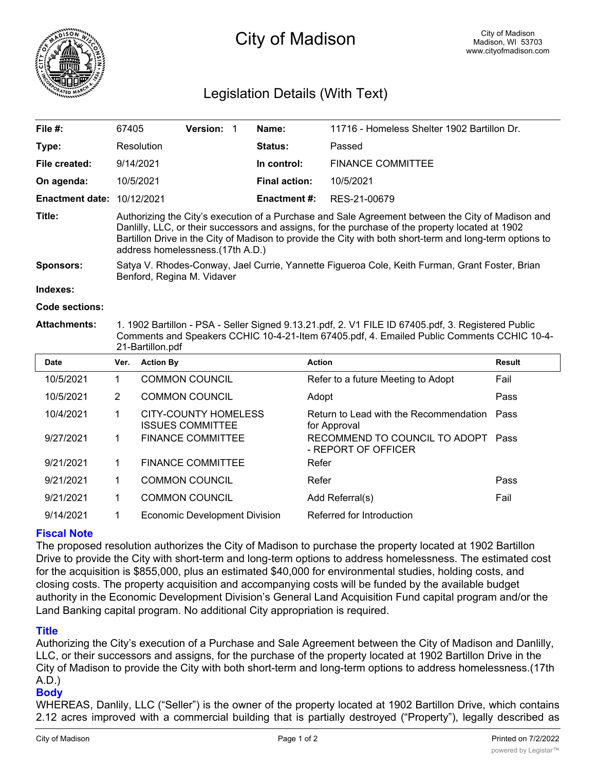# City of Madison

City of Madison
Madison, WI 53703
www.cityofmadison.com

## Legislation Details (With Text)

| | | | | | |
|---|---|---|---|---|---|
| **File #:** | 67405 | **Version:** 1 | | **Name:** | 11716 - Homeless Shelter 1902 Bartillon Dr. |
| **Type:** | Resolution | | | **Status:** | Passed |
| **File created:** | 9/14/2021 | | | **In control:** | FINANCE COMMITTEE |
| **On agenda:** | 10/5/2021 | | | **Final action:** | 10/5/2021 |
| **Enactment date:** | 10/12/2021 | | | **Enactment #:** | RES-21-00679 |

**Title:** Authorizing the City's execution of a Purchase and Sale Agreement between the City of Madison and Danlilly, LLC, or their successors and assigns, for the purchase of the property located at 1902 Bartillon Drive in the City of Madison to provide the City with both short-term and long-term options to address homelessness.(17th A.D.)

**Sponsors:** Satya V. Rhodes-Conway, Jael Currie, Yannette Figueroa Cole, Keith Furman, Grant Foster, Brian Benford, Regina M. Vidaver

**Indexes:**

**Code sections:**

**Attachments:** 1. 1902 Bartillon - PSA - Seller Signed 9.13.21.pdf, 2. V1 FILE ID 67405.pdf, 3. Registered Public Comments and Speakers CCHIC 10-4-21-Item 67405.pdf, 4. Emailed Public Comments CCHIC 10-4-21-Bartillon.pdf

| Date | Ver. | Action By | Action | Result |
|---|---|---|---|---|
| 10/5/2021 | 1 | COMMON COUNCIL | Refer to a future Meeting to Adopt | Fail |
| 10/5/2021 | 2 | COMMON COUNCIL | Adopt | Pass |
| 10/4/2021 | 1 | CITY-COUNTY HOMELESS ISSUES COMMITTEE | Return to Lead with the Recommendation for Approval | Pass |
| 9/27/2021 | 1 | FINANCE COMMITTEE | RECOMMEND TO COUNCIL TO ADOPT - REPORT OF OFFICER | Pass |
| 9/21/2021 | 1 | FINANCE COMMITTEE | Refer | |
| 9/21/2021 | 1 | COMMON COUNCIL | Refer | Pass |
| 9/21/2021 | 1 | COMMON COUNCIL | Add Referral(s) | Fail |
| 9/14/2021 | 1 | Economic Development Division | Referred for Introduction | |

### Fiscal Note

The proposed resolution authorizes the City of Madison to purchase the property located at 1902 Bartillon Drive to provide the City with short-term and long-term options to address homelessness. The estimated cost for the acquisition is $855,000, plus an estimated $40,000 for environmental studies, holding costs, and closing costs. The property acquisition and accompanying costs will be funded by the available budget authority in the Economic Development Division's General Land Acquisition Fund capital program and/or the Land Banking capital program. No additional City appropriation is required.

### Title

Authorizing the City's execution of a Purchase and Sale Agreement between the City of Madison and Danlilly, LLC, or their successors and assigns, for the purchase of the property located at 1902 Bartillon Drive in the City of Madison to provide the City with both short-term and long-term options to address homelessness.(17th A.D.)

### Body

WHEREAS, Danlily, LLC ("Seller") is the owner of the property located at 1902 Bartillon Drive, which contains 2.12 acres improved with a commercial building that is partially destroyed ("Property"), legally described as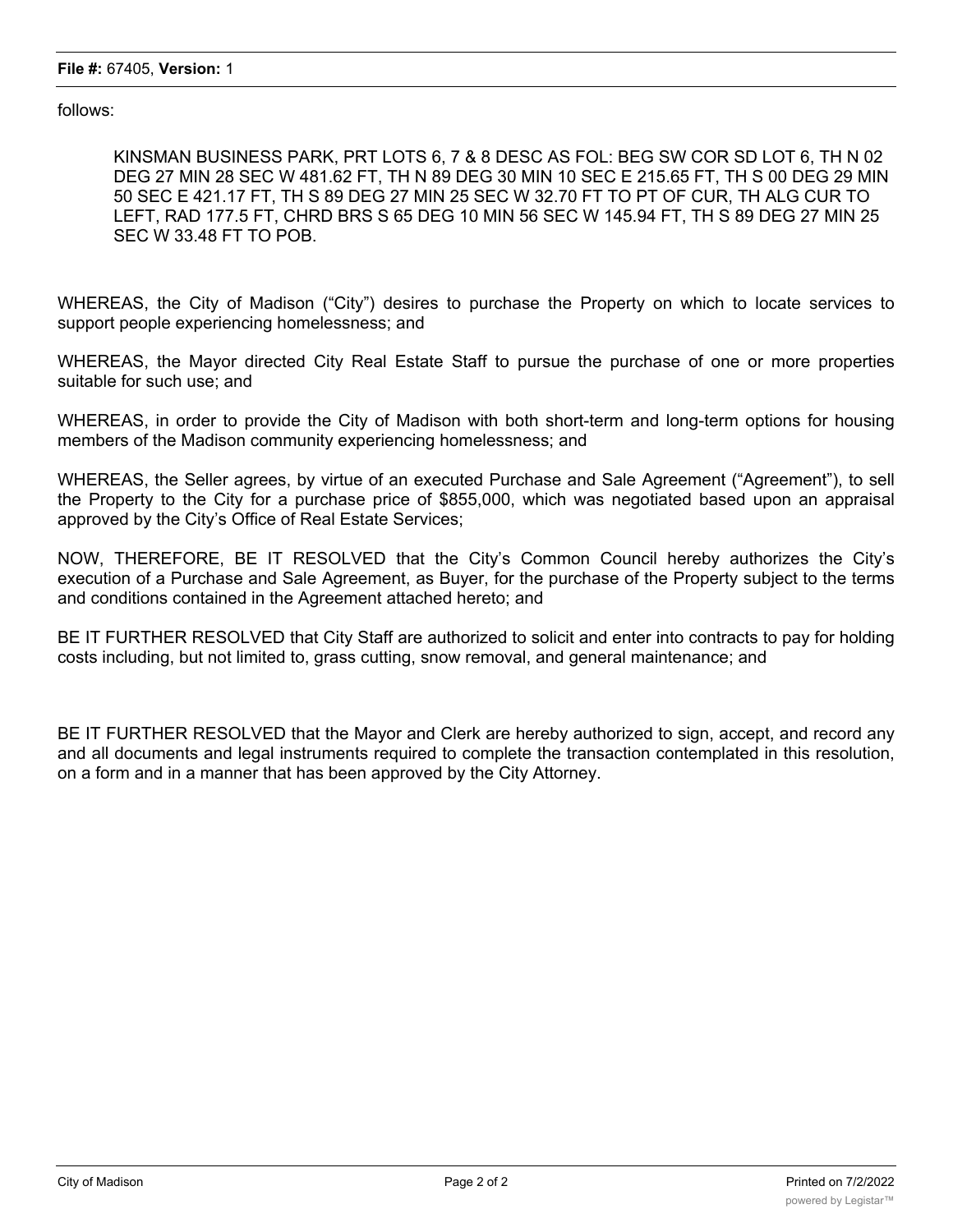follows:

KINSMAN BUSINESS PARK, PRT LOTS 6, 7 & 8 DESC AS FOL: BEG SW COR SD LOT 6, TH N 02 DEG 27 MIN 28 SEC W 481.62 FT, TH N 89 DEG 30 MIN 10 SEC E 215.65 FT, TH S 00 DEG 29 MIN 50 SEC E 421.17 FT, TH S 89 DEG 27 MIN 25 SEC W 32.70 FT TO PT OF CUR, TH ALG CUR TO LEFT, RAD 177.5 FT, CHRD BRS S 65 DEG 10 MIN 56 SEC W 145.94 FT, TH S 89 DEG 27 MIN 25 SEC W 33.48 FT TO POB.

WHEREAS, the City of Madison ("City") desires to purchase the Property on which to locate services to support people experiencing homelessness; and

WHEREAS, the Mayor directed City Real Estate Staff to pursue the purchase of one or more properties suitable for such use; and

WHEREAS, in order to provide the City of Madison with both short-term and long-term options for housing members of the Madison community experiencing homelessness; and

WHEREAS, the Seller agrees, by virtue of an executed Purchase and Sale Agreement ("Agreement"), to sell the Property to the City for a purchase price of $855,000, which was negotiated based upon an appraisal approved by the City's Office of Real Estate Services;

NOW, THEREFORE, BE IT RESOLVED that the City's Common Council hereby authorizes the City's execution of a Purchase and Sale Agreement, as Buyer, for the purchase of the Property subject to the terms and conditions contained in the Agreement attached hereto; and

BE IT FURTHER RESOLVED that City Staff are authorized to solicit and enter into contracts to pay for holding costs including, but not limited to, grass cutting, snow removal, and general maintenance; and

BE IT FURTHER RESOLVED that the Mayor and Clerk are hereby authorized to sign, accept, and record any and all documents and legal instruments required to complete the transaction contemplated in this resolution, on a form and in a manner that has been approved by the City Attorney.